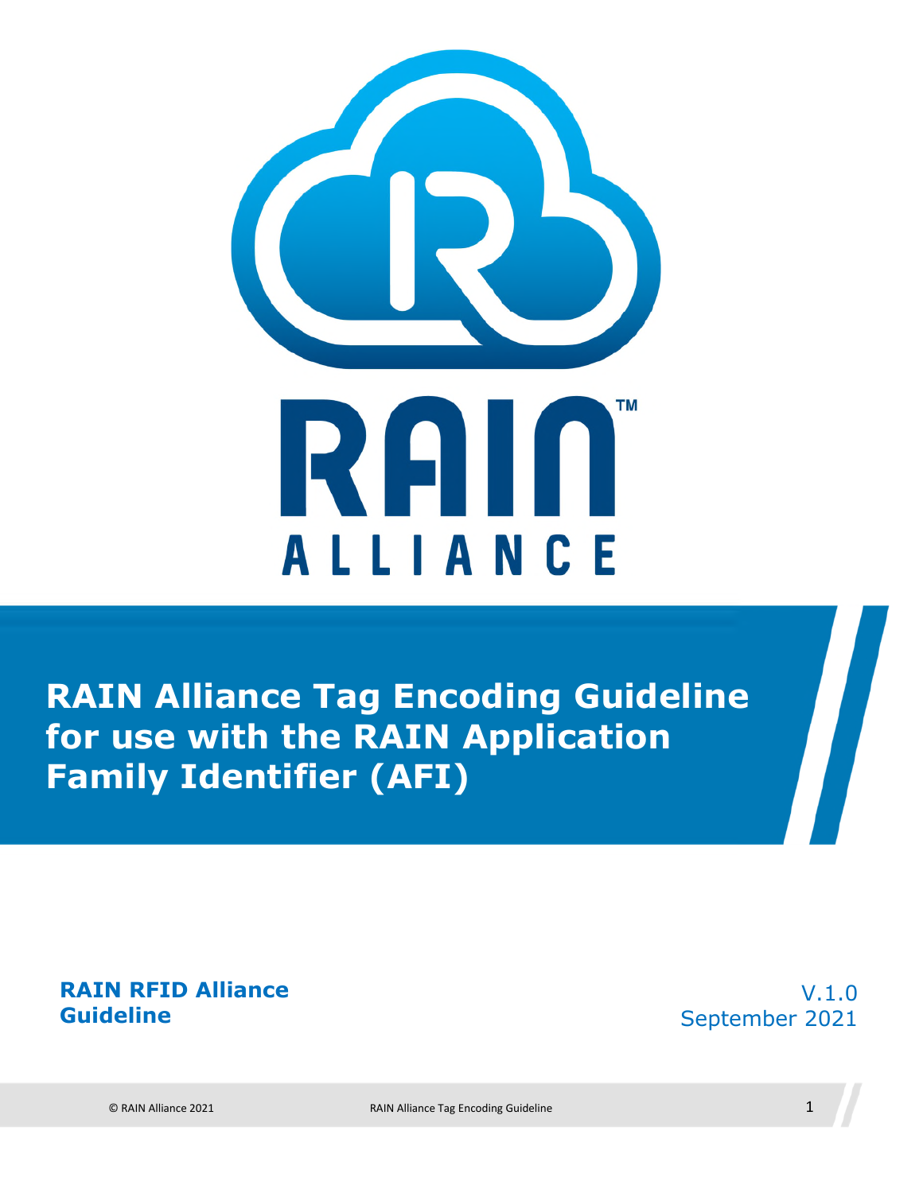# RAIN Alliance Tag Encoding Guideline for use with the RAIN Application Family Identifier (AFI)

**RAIN RFID Alliance Guideline**

V.1.0
September 2021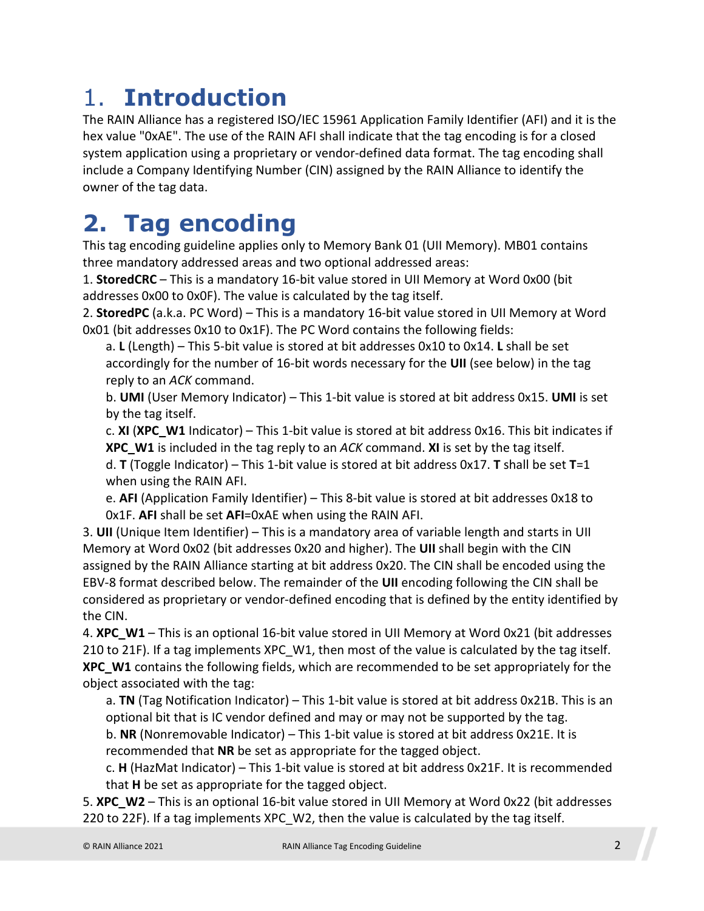# 1. **Introduction**

The RAIN Alliance has a registered ISO/IEC 15961 Application Family Identifier (AFI) and it is the hex value "0xAE". The use of the RAIN AFI shall indicate that the tag encoding is for a closed system application using a proprietary or vendor-defined data format. The tag encoding shall include a Company Identifying Number (CIN) assigned by the RAIN Alliance to identify the owner of the tag data.

# 2. Tag encoding

This tag encoding guideline applies only to Memory Bank 01 (UII Memory). MB01 contains three mandatory addressed areas and two optional addressed areas:

1. **StoredCRC** – This is a mandatory 16-bit value stored in UII Memory at Word 0x00 (bit addresses 0x00 to 0x0F). The value is calculated by the tag itself.
2. **StoredPC** (a.k.a. PC Word) – This is a mandatory 16-bit value stored in UII Memory at Word 0x01 (bit addresses 0x10 to 0x1F). The PC Word contains the following fields:
   a. **L** (Length) – This 5-bit value is stored at bit addresses 0x10 to 0x14. **L** shall be set accordingly for the number of 16-bit words necessary for the **UII** (see below) in the tag reply to an *ACK* command.
   b. **UMI** (User Memory Indicator) – This 1-bit value is stored at bit address 0x15. **UMI** is set by the tag itself.
   c. **XI** (**XPC_W1** Indicator) – This 1-bit value is stored at bit address 0x16. This bit indicates if **XPC_W1** is included in the tag reply to an *ACK* command. **XI** is set by the tag itself.
   d. **T** (Toggle Indicator) – This 1-bit value is stored at bit address 0x17. **T** shall be set **T**=1 when using the RAIN AFI.
   e. **AFI** (Application Family Identifier) – This 8-bit value is stored at bit addresses 0x18 to 0x1F. **AFI** shall be set **AFI**=0xAE when using the RAIN AFI.
3. **UII** (Unique Item Identifier) – This is a mandatory area of variable length and starts in UII Memory at Word 0x02 (bit addresses 0x20 and higher). The **UII** shall begin with the CIN assigned by the RAIN Alliance starting at bit address 0x20. The CIN shall be encoded using the EBV-8 format described below. The remainder of the **UII** encoding following the CIN shall be considered as proprietary or vendor-defined encoding that is defined by the entity identified by the CIN.
4. **XPC_W1** – This is an optional 16-bit value stored in UII Memory at Word 0x21 (bit addresses 210 to 21F). If a tag implements XPC_W1, then most of the value is calculated by the tag itself. **XPC_W1** contains the following fields, which are recommended to be set appropriately for the object associated with the tag:
   a. **TN** (Tag Notification Indicator) – This 1-bit value is stored at bit address 0x21B. This is an optional bit that is IC vendor defined and may or may not be supported by the tag.
   b. **NR** (Nonremovable Indicator) – This 1-bit value is stored at bit address 0x21E. It is recommended that **NR** be set as appropriate for the tagged object.
   c. **H** (HazMat Indicator) – This 1-bit value is stored at bit address 0x21F. It is recommended that **H** be set as appropriate for the tagged object.
5. **XPC_W2** – This is an optional 16-bit value stored in UII Memory at Word 0x22 (bit addresses 220 to 22F). If a tag implements XPC_W2, then the value is calculated by the tag itself.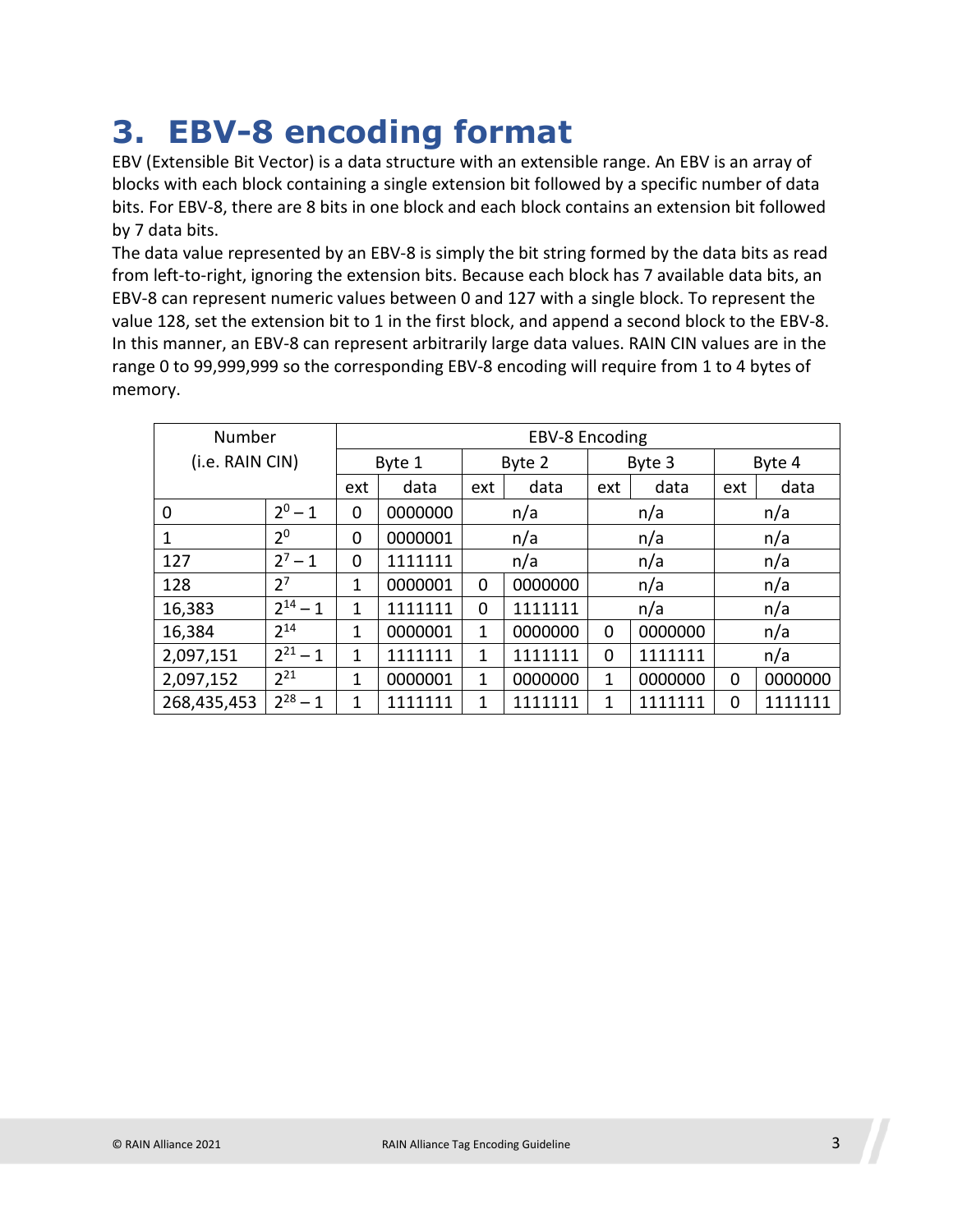# 3. EBV-8 encoding format

EBV (Extensible Bit Vector) is a data structure with an extensible range. An EBV is an array of blocks with each block containing a single extension bit followed by a specific number of data bits. For EBV-8, there are 8 bits in one block and each block contains an extension bit followed by 7 data bits.

The data value represented by an EBV-8 is simply the bit string formed by the data bits as read from left-to-right, ignoring the extension bits. Because each block has 7 available data bits, an EBV-8 can represent numeric values between 0 and 127 with a single block. To represent the value 128, set the extension bit to 1 in the first block, and append a second block to the EBV-8. In this manner, an EBV-8 can represent arbitrarily large data values. RAIN CIN values are in the range 0 to 99,999,999 so the corresponding EBV-8 encoding will require from 1 to 4 bytes of memory.

| Number (i.e. RAIN CIN) | | EBV-8 Encoding | | | | | | | |
|---|---|---|---|---|---|---|---|---|---|
| | | Byte 1 | | Byte 2 | | Byte 3 | | Byte 4 | |
| | | ext | data | ext | data | ext | data | ext | data |
| 0 | $2^0 - 1$ | 0 | 0000000 | n/a | | n/a | | n/a | |
| 1 | $2^0$ | 0 | 0000001 | n/a | | n/a | | n/a | |
| 127 | $2^7 - 1$ | 0 | 1111111 | n/a | | n/a | | n/a | |
| 128 | $2^7$ | 1 | 0000001 | 0 | 0000000 | n/a | | n/a | |
| 16,383 | $2^{14} - 1$ | 1 | 1111111 | 0 | 1111111 | n/a | | n/a | |
| 16,384 | $2^{14}$ | 1 | 0000001 | 1 | 0000000 | 0 | 0000000 | n/a | |
| 2,097,151 | $2^{21} - 1$ | 1 | 1111111 | 1 | 1111111 | 0 | 1111111 | n/a | |
| 2,097,152 | $2^{21}$ | 1 | 0000001 | 1 | 0000000 | 1 | 0000000 | 0 | 0000000 |
| 268,435,453 | $2^{28} - 1$ | 1 | 1111111 | 1 | 1111111 | 1 | 1111111 | 0 | 1111111 |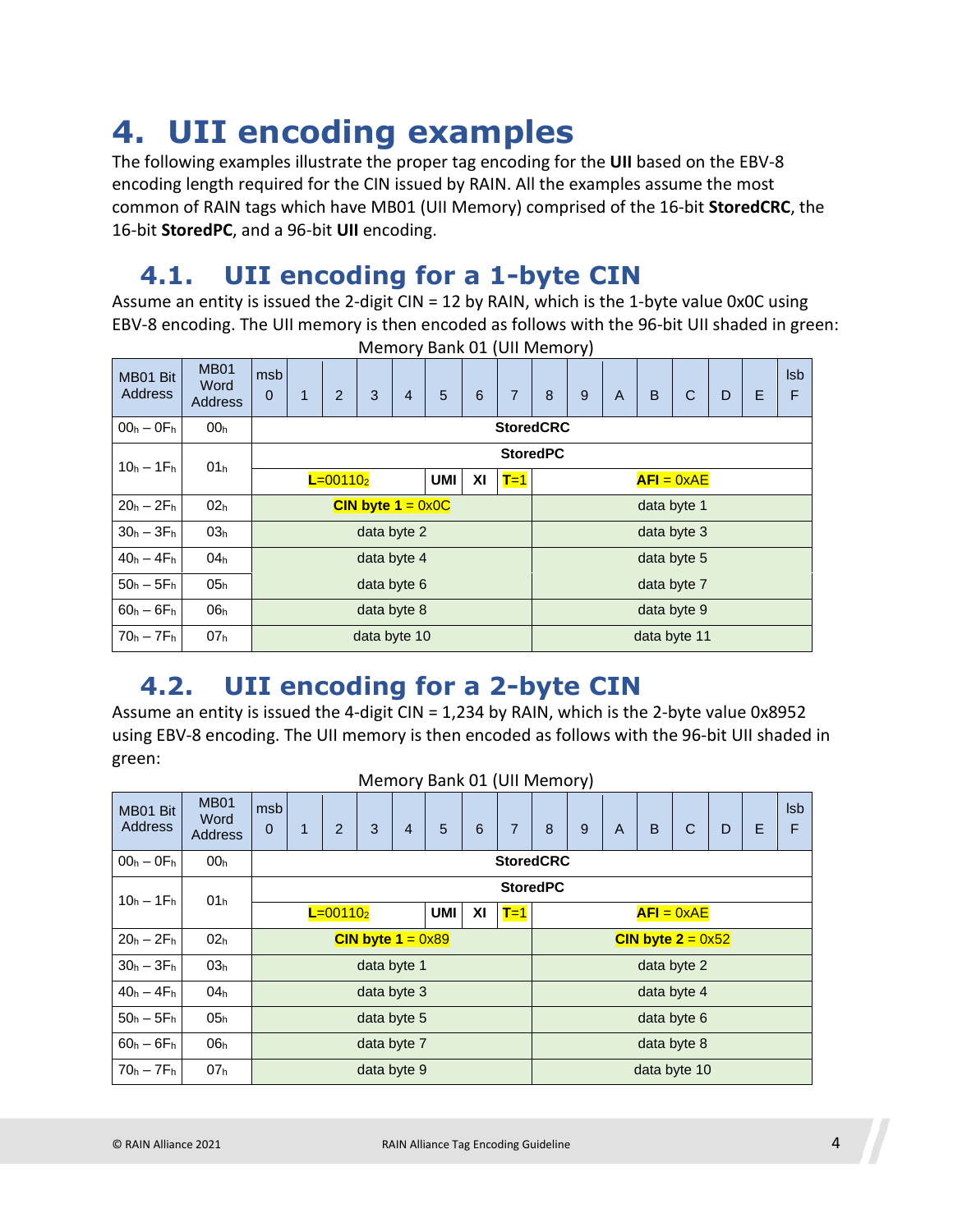# 4. UII encoding examples

The following examples illustrate the proper tag encoding for the **UII** based on the EBV-8 encoding length required for the CIN issued by RAIN. All the examples assume the most common of RAIN tags which have MB01 (UII Memory) comprised of the 16-bit **StoredCRC**, the 16-bit **StoredPC**, and a 96-bit **UII** encoding.

## 4.1. UII encoding for a 1-byte CIN

Assume an entity is issued the 2-digit CIN = 12 by RAIN, which is the 1-byte value 0x0C using EBV-8 encoding. The UII memory is then encoded as follows with the 96-bit UII shaded in green:

Memory Bank 01 (UII Memory)

| MB01 Bit Address | MB01 Word Address | msb 0 | 1 | 2 | 3 | 4 | 5 | 6 | 7 | 8 | 9 | A | B | C | D | E | lsb F |
|---|---|---|---|---|---|---|---|---|---|---|---|---|---|---|---|---|---|
| $00_h$ – $0F_h$ | $00_h$ | **StoredCRC** | | | | | | | | | | | | | | | |
| $10_h$ – $1F_h$ | $01_h$ | **StoredPC** | | | | | | | | | | | | | | | |
| | | **L**=$00110_2$ | | | | | **UMI** | **XI** | **T**=1 | **AFI** = 0xAE | | | | | | | |
| $20_h$ – $2F_h$ | $02_h$ | **CIN byte 1** = 0x0C | | | | | | | | data byte 1 | | | | | | | |
| $30_h$ – $3F_h$ | $03_h$ | data byte 2 | | | | | | | | data byte 3 | | | | | | | |
| $40_h$ – $4F_h$ | $04_h$ | data byte 4 | | | | | | | | data byte 5 | | | | | | | |
| $50_h$ – $5F_h$ | $05_h$ | data byte 6 | | | | | | | | data byte 7 | | | | | | | |
| $60_h$ – $6F_h$ | $06_h$ | data byte 8 | | | | | | | | data byte 9 | | | | | | | |
| $70_h$ – $7F_h$ | $07_h$ | data byte 10 | | | | | | | | data byte 11 | | | | | | | |

## 4.2. UII encoding for a 2-byte CIN

Assume an entity is issued the 4-digit CIN = 1,234 by RAIN, which is the 2-byte value 0x8952 using EBV-8 encoding. The UII memory is then encoded as follows with the 96-bit UII shaded in green:

Memory Bank 01 (UII Memory)

| MB01 Bit Address | MB01 Word Address | msb 0 | 1 | 2 | 3 | 4 | 5 | 6 | 7 | 8 | 9 | A | B | C | D | E | lsb F |
|---|---|---|---|---|---|---|---|---|---|---|---|---|---|---|---|---|---|
| $00_h$ – $0F_h$ | $00_h$ | **StoredCRC** | | | | | | | | | | | | | | | |
| $10_h$ – $1F_h$ | $01_h$ | **StoredPC** | | | | | | | | | | | | | | | |
| | | **L**=$00110_2$ | | | | | **UMI** | **XI** | **T**=1 | **AFI** = 0xAE | | | | | | | |
| $20_h$ – $2F_h$ | $02_h$ | **CIN byte 1** = 0x89 | | | | | | | | **CIN byte 2** = 0x52 | | | | | | | |
| $30_h$ – $3F_h$ | $03_h$ | data byte 1 | | | | | | | | data byte 2 | | | | | | | |
| $40_h$ – $4F_h$ | $04_h$ | data byte 3 | | | | | | | | data byte 4 | | | | | | | |
| $50_h$ – $5F_h$ | $05_h$ | data byte 5 | | | | | | | | data byte 6 | | | | | | | |
| $60_h$ – $6F_h$ | $06_h$ | data byte 7 | | | | | | | | data byte 8 | | | | | | | |
| $70_h$ – $7F_h$ | $07_h$ | data byte 9 | | | | | | | | data byte 10 | | | | | | | |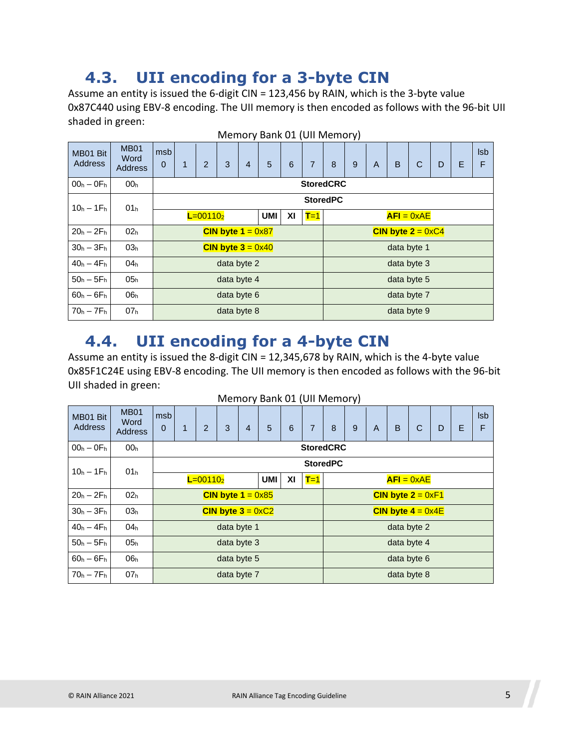## 4.3. UII encoding for a 3-byte CIN

Assume an entity is issued the 6-digit CIN = 123,456 by RAIN, which is the 3-byte value 0x87C440 using EBV-8 encoding. The UII memory is then encoded as follows with the 96-bit UII shaded in green:

Memory Bank 01 (UII Memory)

| MB01 Bit Address | MB01 Word Address | msb 0 | 1 | 2 | 3 | 4 | 5 | 6 | 7 | 8 | 9 | A | B | C | D | E | lsb F |
|---|---|---|---|---|---|---|---|---|---|---|---|---|---|---|---|---|---|
| $00_h - 0F_h$ | $00_h$ | **StoredCRC** | | | | | | | | | | | | | | | |
| $10_h - 1F_h$ | $01_h$ | **StoredPC** | | | | | | | | | | | | | | | |
| | | **L**=$00110_2$ | | | | | **UMI** | **XI** | **T**=1 | **AFI** = 0xAE | | | | | | | |
| $20_h - 2F_h$ | $02_h$ | **CIN byte 1** = 0x87 | | | | | | | | **CIN byte 2** = 0xC4 | | | | | | | |
| $30_h - 3F_h$ | $03_h$ | **CIN byte 3** = 0x40 | | | | | | | | data byte 1 | | | | | | | |
| $40_h - 4F_h$ | $04_h$ | data byte 2 | | | | | | | | data byte 3 | | | | | | | |
| $50_h - 5F_h$ | $05_h$ | data byte 4 | | | | | | | | data byte 5 | | | | | | | |
| $60_h - 6F_h$ | $06_h$ | data byte 6 | | | | | | | | data byte 7 | | | | | | | |
| $70_h - 7F_h$ | $07_h$ | data byte 8 | | | | | | | | data byte 9 | | | | | | | |

## 4.4. UII encoding for a 4-byte CIN

Assume an entity is issued the 8-digit CIN = 12,345,678 by RAIN, which is the 4-byte value 0x85F1C24E using EBV-8 encoding. The UII memory is then encoded as follows with the 96-bit UII shaded in green:

Memory Bank 01 (UII Memory)

| MB01 Bit Address | MB01 Word Address | msb 0 | 1 | 2 | 3 | 4 | 5 | 6 | 7 | 8 | 9 | A | B | C | D | E | lsb F |
|---|---|---|---|---|---|---|---|---|---|---|---|---|---|---|---|---|---|
| $00_h - 0F_h$ | $00_h$ | **StoredCRC** | | | | | | | | | | | | | | | |
| $10_h - 1F_h$ | $01_h$ | **StoredPC** | | | | | | | | | | | | | | | |
| | | **L**=$00110_2$ | | | | | **UMI** | **XI** | **T**=1 | **AFI** = 0xAE | | | | | | | |
| $20_h - 2F_h$ | $02_h$ | **CIN byte 1** = 0x85 | | | | | | | | **CIN byte 2** = 0xF1 | | | | | | | |
| $30_h - 3F_h$ | $03_h$ | **CIN byte 3** = 0xC2 | | | | | | | | **CIN byte 4** = 0x4E | | | | | | | |
| $40_h - 4F_h$ | $04_h$ | data byte 1 | | | | | | | | data byte 2 | | | | | | | |
| $50_h - 5F_h$ | $05_h$ | data byte 3 | | | | | | | | data byte 4 | | | | | | | |
| $60_h - 6F_h$ | $06_h$ | data byte 5 | | | | | | | | data byte 6 | | | | | | | |
| $70_h - 7F_h$ | $07_h$ | data byte 7 | | | | | | | | data byte 8 | | | | | | | |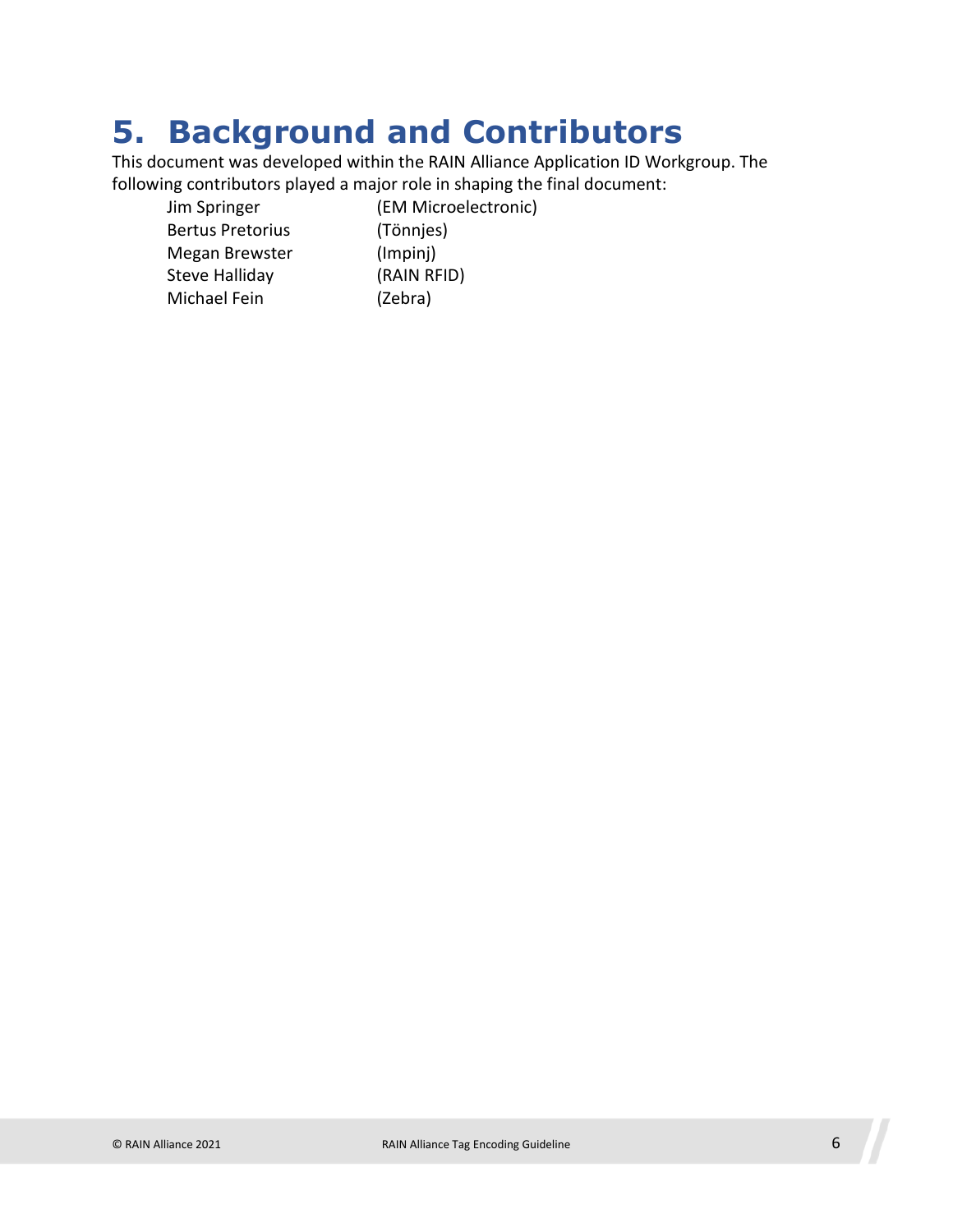# 5. Background and Contributors

This document was developed within the RAIN Alliance Application ID Workgroup. The following contributors played a major role in shaping the final document:

| | |
|---|---|
| Jim Springer | (EM Microelectronic) |
| Bertus Pretorius | (Tönnjes) |
| Megan Brewster | (Impinj) |
| Steve Halliday | (RAIN RFID) |
| Michael Fein | (Zebra) |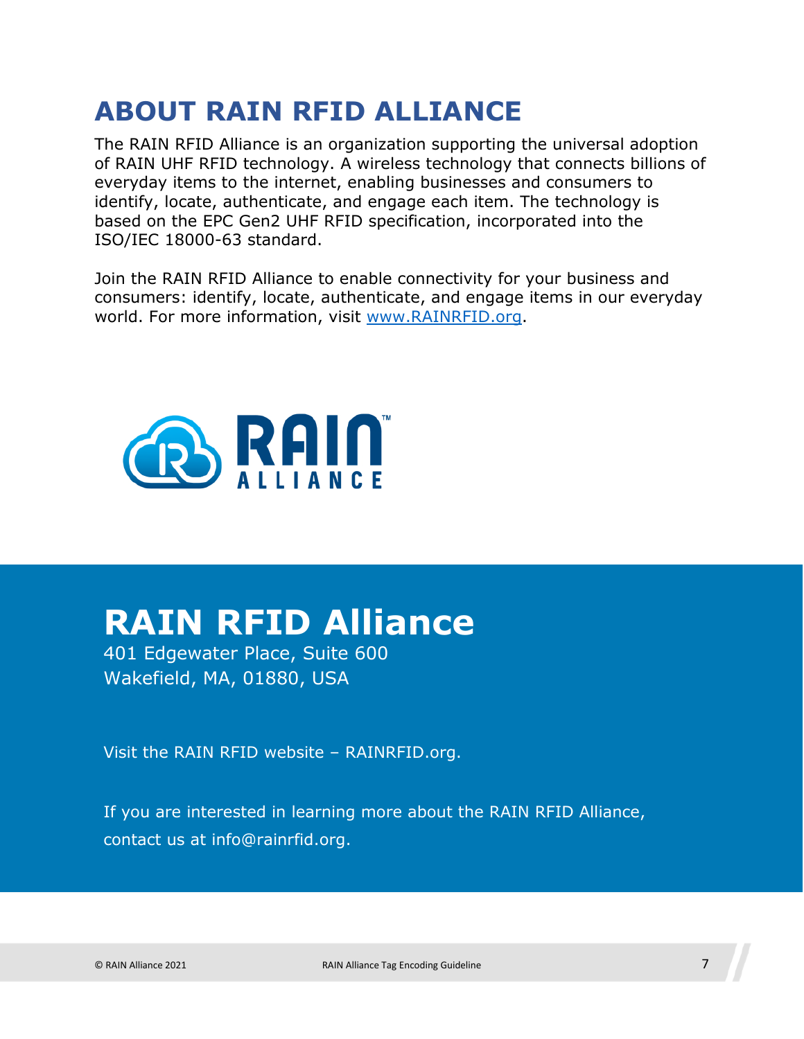# ABOUT RAIN RFID ALLIANCE

The RAIN RFID Alliance is an organization supporting the universal adoption of RAIN UHF RFID technology. A wireless technology that connects billions of everyday items to the internet, enabling businesses and consumers to identify, locate, authenticate, and engage each item. The technology is based on the EPC Gen2 UHF RFID specification, incorporated into the ISO/IEC 18000-63 standard.

Join the RAIN RFID Alliance to enable connectivity for your business and consumers: identify, locate, authenticate, and engage items in our everyday world. For more information, visit [www.RAINRFID.org](http://www.RAINRFID.org).

# RAIN RFID Alliance

401 Edgewater Place, Suite 600
Wakefield, MA, 01880, USA

Visit the RAIN RFID website – RAINRFID.org.

If you are interested in learning more about the RAIN RFID Alliance, contact us at info@rainrfid.org.